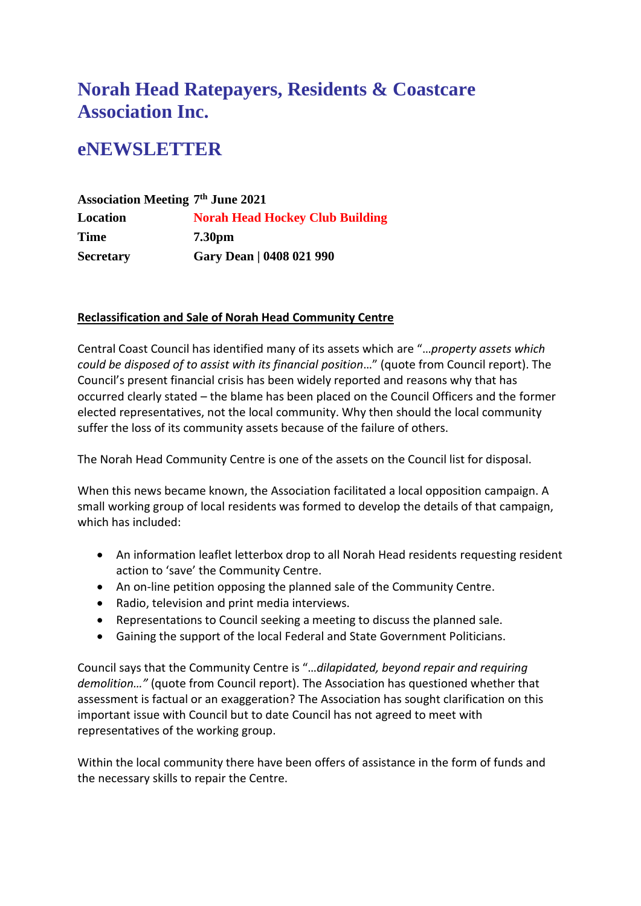# Norah Head Ratepayers, Residents & Coastcare Association Inc.

# eNEWSLETTER

| **Association Meeting** | **7th June 2021** |
|---|---|
| **Location** | **Norah Head Hockey Club Building** |
| **Time** | **7.30pm** |
| **Secretary** | **Gary Dean \| 0408 021 990** |

**Reclassification and Sale of Norah Head Community Centre**

Central Coast Council has identified many of its assets which are "…*property assets which could be disposed of to assist with its financial position*…" (quote from Council report). The Council's present financial crisis has been widely reported and reasons why that has occurred clearly stated – the blame has been placed on the Council Officers and the former elected representatives, not the local community. Why then should the local community suffer the loss of its community assets because of the failure of others.

The Norah Head Community Centre is one of the assets on the Council list for disposal.

When this news became known, the Association facilitated a local opposition campaign. A small working group of local residents was formed to develop the details of that campaign, which has included:

- An information leaflet letterbox drop to all Norah Head residents requesting resident action to 'save' the Community Centre.
- An on-line petition opposing the planned sale of the Community Centre.
- Radio, television and print media interviews.
- Representations to Council seeking a meeting to discuss the planned sale.
- Gaining the support of the local Federal and State Government Politicians.

Council says that the Community Centre is "…*dilapidated, beyond repair and requiring demolition…"* (quote from Council report). The Association has questioned whether that assessment is factual or an exaggeration? The Association has sought clarification on this important issue with Council but to date Council has not agreed to meet with representatives of the working group.

Within the local community there have been offers of assistance in the form of funds and the necessary skills to repair the Centre.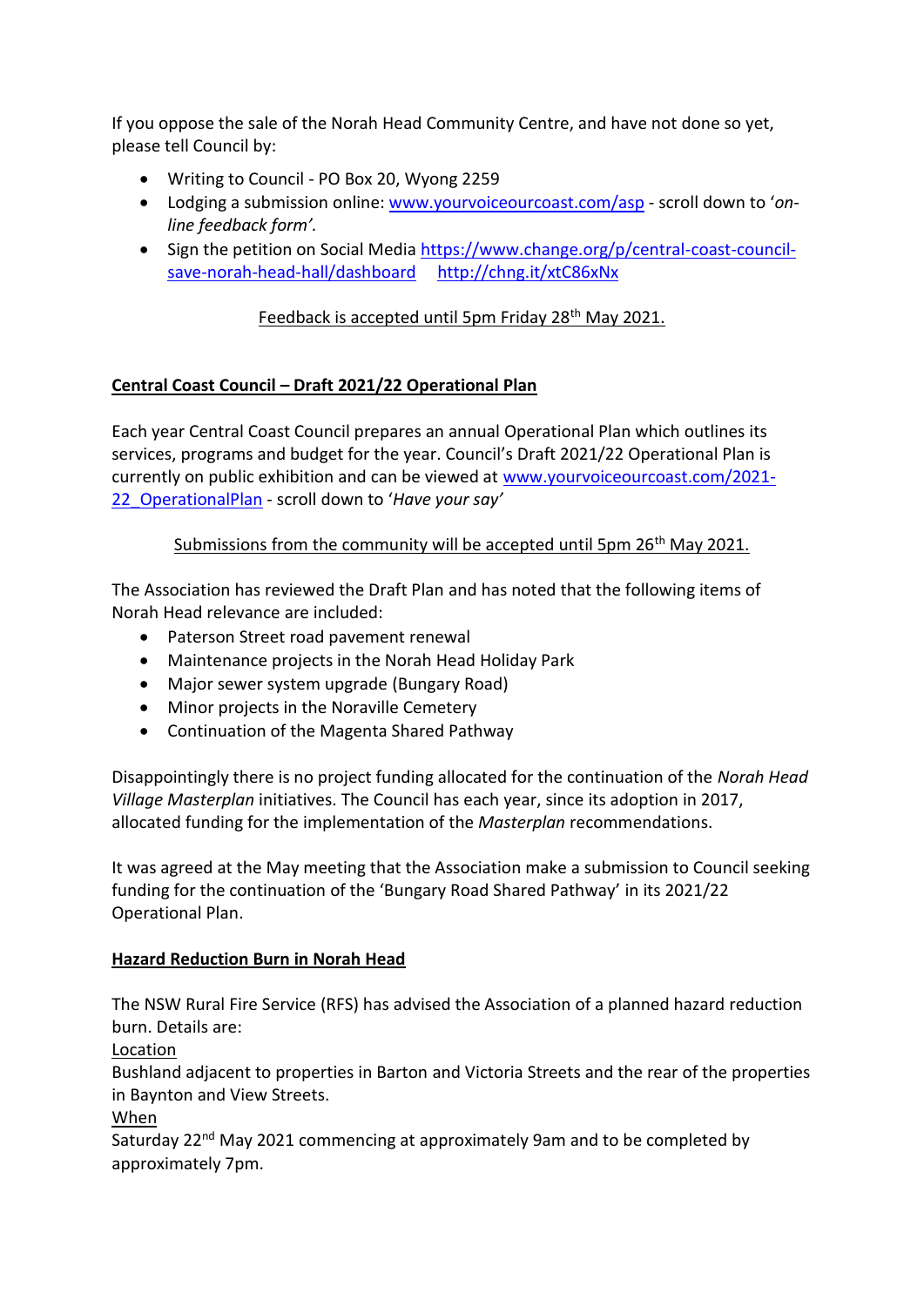If you oppose the sale of the Norah Head Community Centre, and have not done so yet, please tell Council by:

- Writing to Council - PO Box 20, Wyong 2259
- Lodging a submission online: [www.yourvoiceourcoast.com/asp](www.yourvoiceourcoast.com/asp) - scroll down to '*on-line feedback form'.*
- Sign the petition on Social Media [https://www.change.org/p/central-coast-council-save-norah-head-hall/dashboard](https://www.change.org/p/central-coast-council-save-norah-head-hall/dashboard) [http://chng.it/xtC86xNx](http://chng.it/xtC86xNx)

<u>Feedback is accepted until 5pm Friday 28th May 2021.</u>

## Central Coast Council – Draft 2021/22 Operational Plan

Each year Central Coast Council prepares an annual Operational Plan which outlines its services, programs and budget for the year. Council's Draft 2021/22 Operational Plan is currently on public exhibition and can be viewed at [www.yourvoiceourcoast.com/2021-22_OperationalPlan](www.yourvoiceourcoast.com/2021-22_OperationalPlan) - scroll down to '*Have your say'*

<u>Submissions from the community will be accepted until 5pm 26th May 2021.</u>

The Association has reviewed the Draft Plan and has noted that the following items of Norah Head relevance are included:

- Paterson Street road pavement renewal
- Maintenance projects in the Norah Head Holiday Park
- Major sewer system upgrade (Bungary Road)
- Minor projects in the Noraville Cemetery
- Continuation of the Magenta Shared Pathway

Disappointingly there is no project funding allocated for the continuation of the *Norah Head Village Masterplan* initiatives. The Council has each year, since its adoption in 2017, allocated funding for the implementation of the *Masterplan* recommendations.

It was agreed at the May meeting that the Association make a submission to Council seeking funding for the continuation of the 'Bungary Road Shared Pathway' in its 2021/22 Operational Plan.

## Hazard Reduction Burn in Norah Head

The NSW Rural Fire Service (RFS) has advised the Association of a planned hazard reduction burn. Details are:

<u>Location</u>

Bushland adjacent to properties in Barton and Victoria Streets and the rear of the properties in Baynton and View Streets.

<u>When</u>

Saturday 22nd May 2021 commencing at approximately 9am and to be completed by approximately 7pm.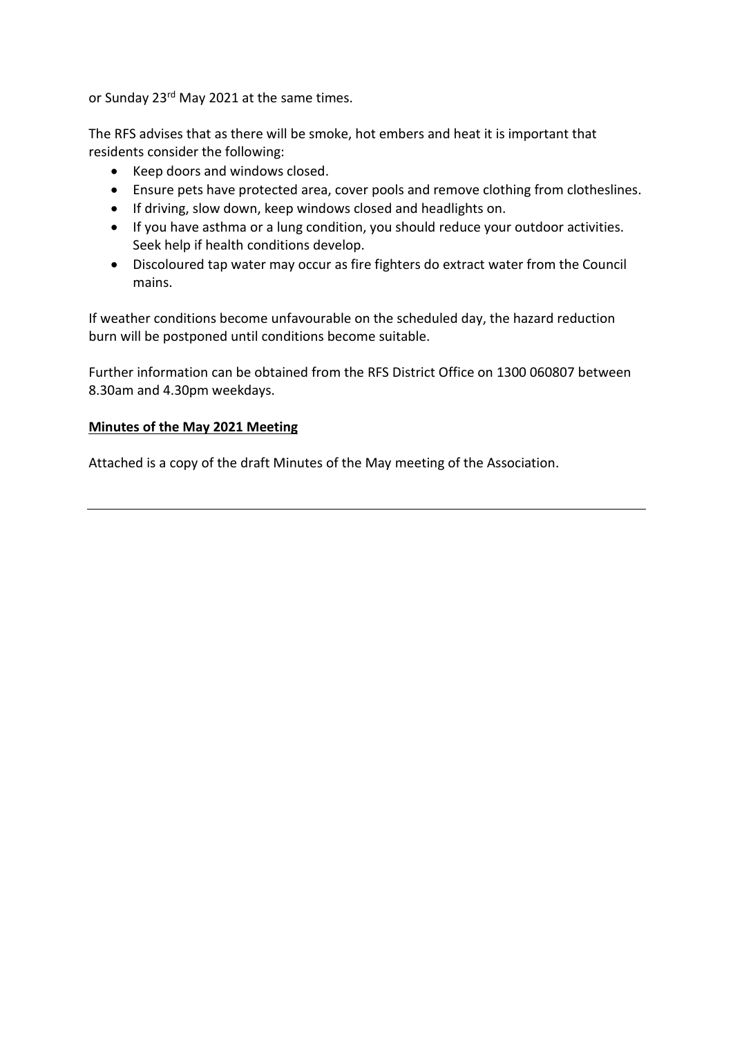or Sunday 23rd May 2021 at the same times.

The RFS advises that as there will be smoke, hot embers and heat it is important that residents consider the following:

- Keep doors and windows closed.
- Ensure pets have protected area, cover pools and remove clothing from clotheslines.
- If driving, slow down, keep windows closed and headlights on.
- If you have asthma or a lung condition, you should reduce your outdoor activities. Seek help if health conditions develop.
- Discoloured tap water may occur as fire fighters do extract water from the Council mains.

If weather conditions become unfavourable on the scheduled day, the hazard reduction burn will be postponed until conditions become suitable.

Further information can be obtained from the RFS District Office on 1300 060807 between 8.30am and 4.30pm weekdays.

**Minutes of the May 2021 Meeting**

Attached is a copy of the draft Minutes of the May meeting of the Association.

---